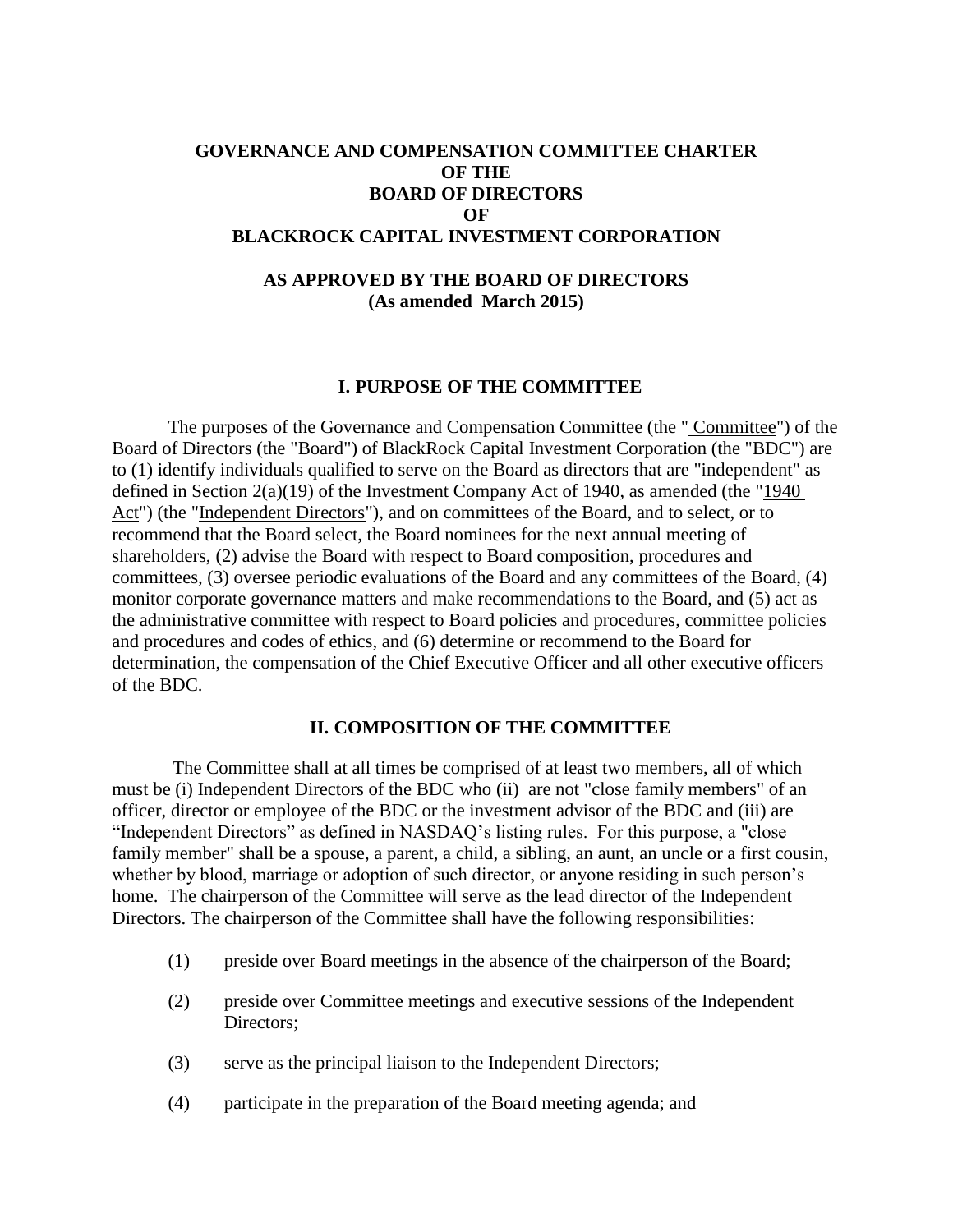# GOVERNANCE AND COMPENSATION COMMITTEE CHARTER OF THE BOARD OF DIRECTORS OF BLACKROCK CAPITAL INVESTMENT CORPORATION

## AS APPROVED BY THE BOARD OF DIRECTORS (As amended March 2015)

## I. PURPOSE OF THE COMMITTEE

The purposes of the Governance and Compensation Committee (the "Committee") of the Board of Directors (the "Board") of BlackRock Capital Investment Corporation (the "BDC") are to (1) identify individuals qualified to serve on the Board as directors that are "independent" as defined in Section 2(a)(19) of the Investment Company Act of 1940, as amended (the "1940 Act") (the "Independent Directors"), and on committees of the Board, and to select, or to recommend that the Board select, the Board nominees for the next annual meeting of shareholders, (2) advise the Board with respect to Board composition, procedures and committees, (3) oversee periodic evaluations of the Board and any committees of the Board, (4) monitor corporate governance matters and make recommendations to the Board, and (5) act as the administrative committee with respect to Board policies and procedures, committee policies and procedures and codes of ethics, and (6) determine or recommend to the Board for determination, the compensation of the Chief Executive Officer and all other executive officers of the BDC.

## II. COMPOSITION OF THE COMMITTEE

The Committee shall at all times be comprised of at least two members, all of which must be (i) Independent Directors of the BDC who (ii) are not "close family members" of an officer, director or employee of the BDC or the investment advisor of the BDC and (iii) are "Independent Directors" as defined in NASDAQ's listing rules. For this purpose, a "close family member" shall be a spouse, a parent, a child, a sibling, an aunt, an uncle or a first cousin, whether by blood, marriage or adoption of such director, or anyone residing in such person's home. The chairperson of the Committee will serve as the lead director of the Independent Directors. The chairperson of the Committee shall have the following responsibilities:

(1) preside over Board meetings in the absence of the chairperson of the Board;

(2) preside over Committee meetings and executive sessions of the Independent Directors;

(3) serve as the principal liaison to the Independent Directors;

(4) participate in the preparation of the Board meeting agenda; and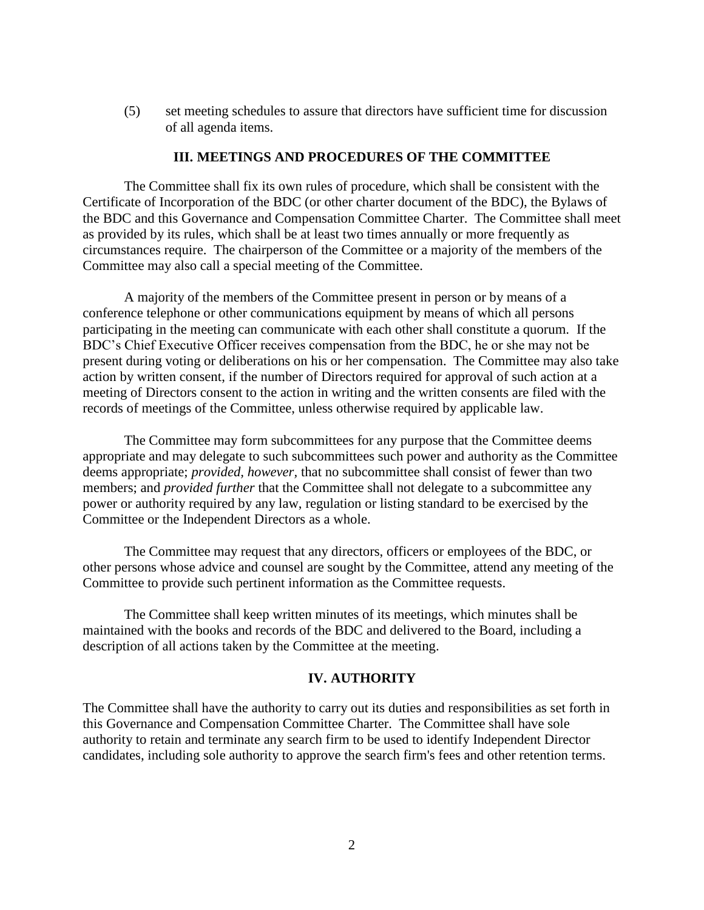(5) set meeting schedules to assure that directors have sufficient time for discussion of all agenda items.

## III. MEETINGS AND PROCEDURES OF THE COMMITTEE

The Committee shall fix its own rules of procedure, which shall be consistent with the Certificate of Incorporation of the BDC (or other charter document of the BDC), the Bylaws of the BDC and this Governance and Compensation Committee Charter. The Committee shall meet as provided by its rules, which shall be at least two times annually or more frequently as circumstances require. The chairperson of the Committee or a majority of the members of the Committee may also call a special meeting of the Committee.

A majority of the members of the Committee present in person or by means of a conference telephone or other communications equipment by means of which all persons participating in the meeting can communicate with each other shall constitute a quorum. If the BDC's Chief Executive Officer receives compensation from the BDC, he or she may not be present during voting or deliberations on his or her compensation. The Committee may also take action by written consent, if the number of Directors required for approval of such action at a meeting of Directors consent to the action in writing and the written consents are filed with the records of meetings of the Committee, unless otherwise required by applicable law.

The Committee may form subcommittees for any purpose that the Committee deems appropriate and may delegate to such subcommittees such power and authority as the Committee deems appropriate; *provided, however,* that no subcommittee shall consist of fewer than two members; and *provided further* that the Committee shall not delegate to a subcommittee any power or authority required by any law, regulation or listing standard to be exercised by the Committee or the Independent Directors as a whole.

The Committee may request that any directors, officers or employees of the BDC, or other persons whose advice and counsel are sought by the Committee, attend any meeting of the Committee to provide such pertinent information as the Committee requests.

The Committee shall keep written minutes of its meetings, which minutes shall be maintained with the books and records of the BDC and delivered to the Board, including a description of all actions taken by the Committee at the meeting.

## IV. AUTHORITY

The Committee shall have the authority to carry out its duties and responsibilities as set forth in this Governance and Compensation Committee Charter. The Committee shall have sole authority to retain and terminate any search firm to be used to identify Independent Director candidates, including sole authority to approve the search firm's fees and other retention terms.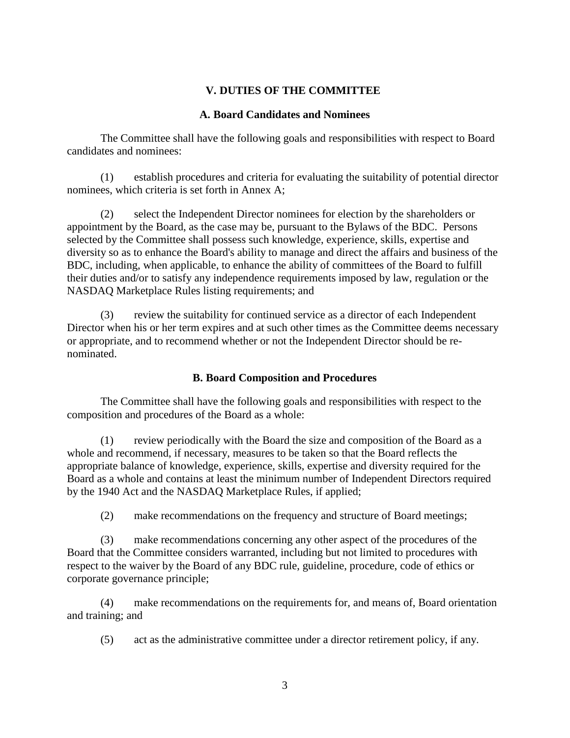## V. DUTIES OF THE COMMITTEE

### A. Board Candidates and Nominees

The Committee shall have the following goals and responsibilities with respect to Board candidates and nominees:

(1) establish procedures and criteria for evaluating the suitability of potential director nominees, which criteria is set forth in Annex A;

(2) select the Independent Director nominees for election by the shareholders or appointment by the Board, as the case may be, pursuant to the Bylaws of the BDC. Persons selected by the Committee shall possess such knowledge, experience, skills, expertise and diversity so as to enhance the Board's ability to manage and direct the affairs and business of the BDC, including, when applicable, to enhance the ability of committees of the Board to fulfill their duties and/or to satisfy any independence requirements imposed by law, regulation or the NASDAQ Marketplace Rules listing requirements; and

(3) review the suitability for continued service as a director of each Independent Director when his or her term expires and at such other times as the Committee deems necessary or appropriate, and to recommend whether or not the Independent Director should be re-nominated.

### B. Board Composition and Procedures

The Committee shall have the following goals and responsibilities with respect to the composition and procedures of the Board as a whole:

(1) review periodically with the Board the size and composition of the Board as a whole and recommend, if necessary, measures to be taken so that the Board reflects the appropriate balance of knowledge, experience, skills, expertise and diversity required for the Board as a whole and contains at least the minimum number of Independent Directors required by the 1940 Act and the NASDAQ Marketplace Rules, if applied;

(2) make recommendations on the frequency and structure of Board meetings;

(3) make recommendations concerning any other aspect of the procedures of the Board that the Committee considers warranted, including but not limited to procedures with respect to the waiver by the Board of any BDC rule, guideline, procedure, code of ethics or corporate governance principle;

(4) make recommendations on the requirements for, and means of, Board orientation and training; and

(5) act as the administrative committee under a director retirement policy, if any.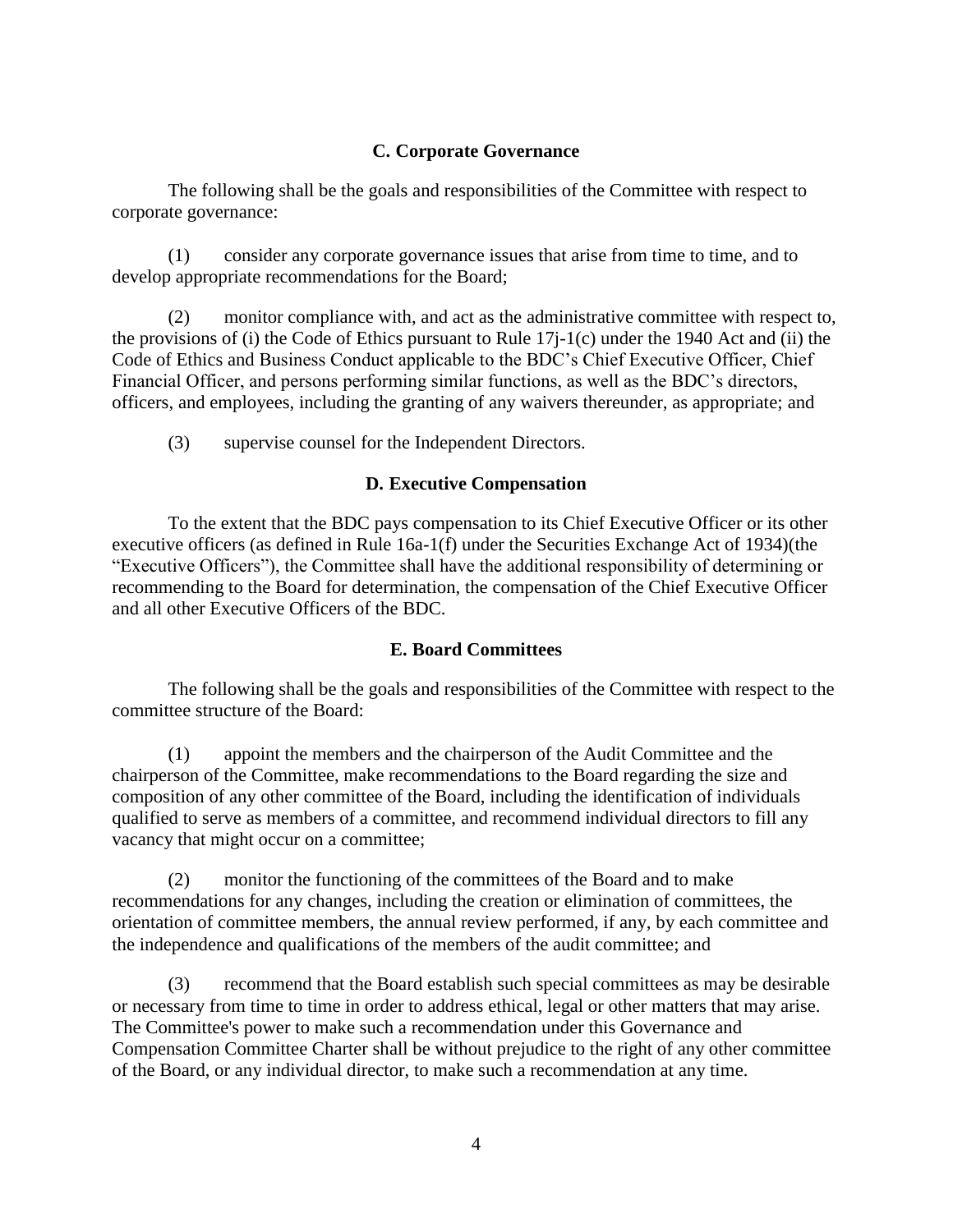### C. Corporate Governance

The following shall be the goals and responsibilities of the Committee with respect to corporate governance:

(1) consider any corporate governance issues that arise from time to time, and to develop appropriate recommendations for the Board;

(2) monitor compliance with, and act as the administrative committee with respect to, the provisions of (i) the Code of Ethics pursuant to Rule 17j-1(c) under the 1940 Act and (ii) the Code of Ethics and Business Conduct applicable to the BDC's Chief Executive Officer, Chief Financial Officer, and persons performing similar functions, as well as the BDC's directors, officers, and employees, including the granting of any waivers thereunder, as appropriate; and

(3) supervise counsel for the Independent Directors.

### D. Executive Compensation

To the extent that the BDC pays compensation to its Chief Executive Officer or its other executive officers (as defined in Rule 16a-1(f) under the Securities Exchange Act of 1934)(the "Executive Officers"), the Committee shall have the additional responsibility of determining or recommending to the Board for determination, the compensation of the Chief Executive Officer and all other Executive Officers of the BDC.

### E. Board Committees

The following shall be the goals and responsibilities of the Committee with respect to the committee structure of the Board:

(1) appoint the members and the chairperson of the Audit Committee and the chairperson of the Committee, make recommendations to the Board regarding the size and composition of any other committee of the Board, including the identification of individuals qualified to serve as members of a committee, and recommend individual directors to fill any vacancy that might occur on a committee;

(2) monitor the functioning of the committees of the Board and to make recommendations for any changes, including the creation or elimination of committees, the orientation of committee members, the annual review performed, if any, by each committee and the independence and qualifications of the members of the audit committee; and

(3) recommend that the Board establish such special committees as may be desirable or necessary from time to time in order to address ethical, legal or other matters that may arise. The Committee's power to make such a recommendation under this Governance and Compensation Committee Charter shall be without prejudice to the right of any other committee of the Board, or any individual director, to make such a recommendation at any time.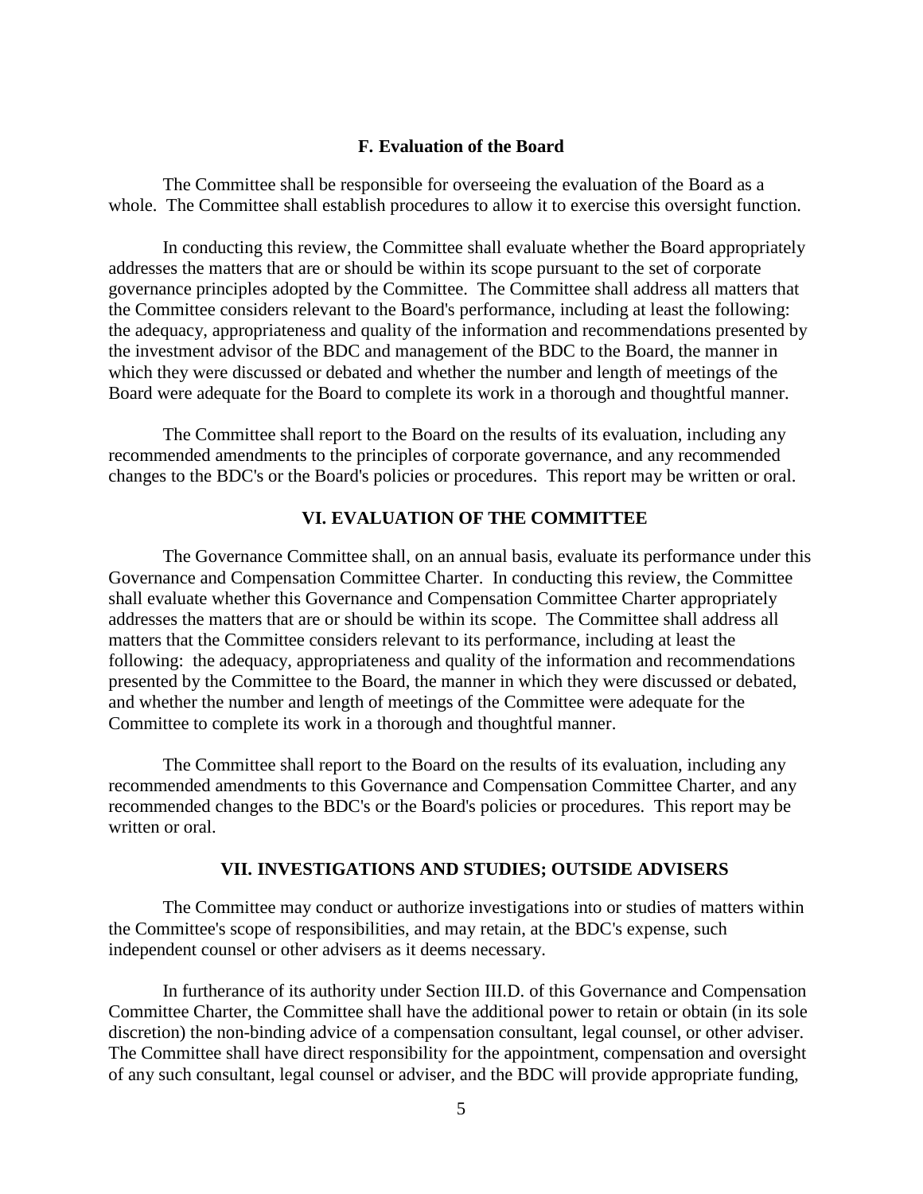### F. Evaluation of the Board

The Committee shall be responsible for overseeing the evaluation of the Board as a whole. The Committee shall establish procedures to allow it to exercise this oversight function.

In conducting this review, the Committee shall evaluate whether the Board appropriately addresses the matters that are or should be within its scope pursuant to the set of corporate governance principles adopted by the Committee. The Committee shall address all matters that the Committee considers relevant to the Board's performance, including at least the following: the adequacy, appropriateness and quality of the information and recommendations presented by the investment advisor of the BDC and management of the BDC to the Board, the manner in which they were discussed or debated and whether the number and length of meetings of the Board were adequate for the Board to complete its work in a thorough and thoughtful manner.

The Committee shall report to the Board on the results of its evaluation, including any recommended amendments to the principles of corporate governance, and any recommended changes to the BDC's or the Board's policies or procedures. This report may be written or oral.

## VI. EVALUATION OF THE COMMITTEE

The Governance Committee shall, on an annual basis, evaluate its performance under this Governance and Compensation Committee Charter. In conducting this review, the Committee shall evaluate whether this Governance and Compensation Committee Charter appropriately addresses the matters that are or should be within its scope. The Committee shall address all matters that the Committee considers relevant to its performance, including at least the following: the adequacy, appropriateness and quality of the information and recommendations presented by the Committee to the Board, the manner in which they were discussed or debated, and whether the number and length of meetings of the Committee were adequate for the Committee to complete its work in a thorough and thoughtful manner.

The Committee shall report to the Board on the results of its evaluation, including any recommended amendments to this Governance and Compensation Committee Charter, and any recommended changes to the BDC's or the Board's policies or procedures. This report may be written or oral.

## VII. INVESTIGATIONS AND STUDIES; OUTSIDE ADVISERS

The Committee may conduct or authorize investigations into or studies of matters within the Committee's scope of responsibilities, and may retain, at the BDC's expense, such independent counsel or other advisers as it deems necessary.

In furtherance of its authority under Section III.D. of this Governance and Compensation Committee Charter, the Committee shall have the additional power to retain or obtain (in its sole discretion) the non-binding advice of a compensation consultant, legal counsel, or other adviser. The Committee shall have direct responsibility for the appointment, compensation and oversight of any such consultant, legal counsel or adviser, and the BDC will provide appropriate funding,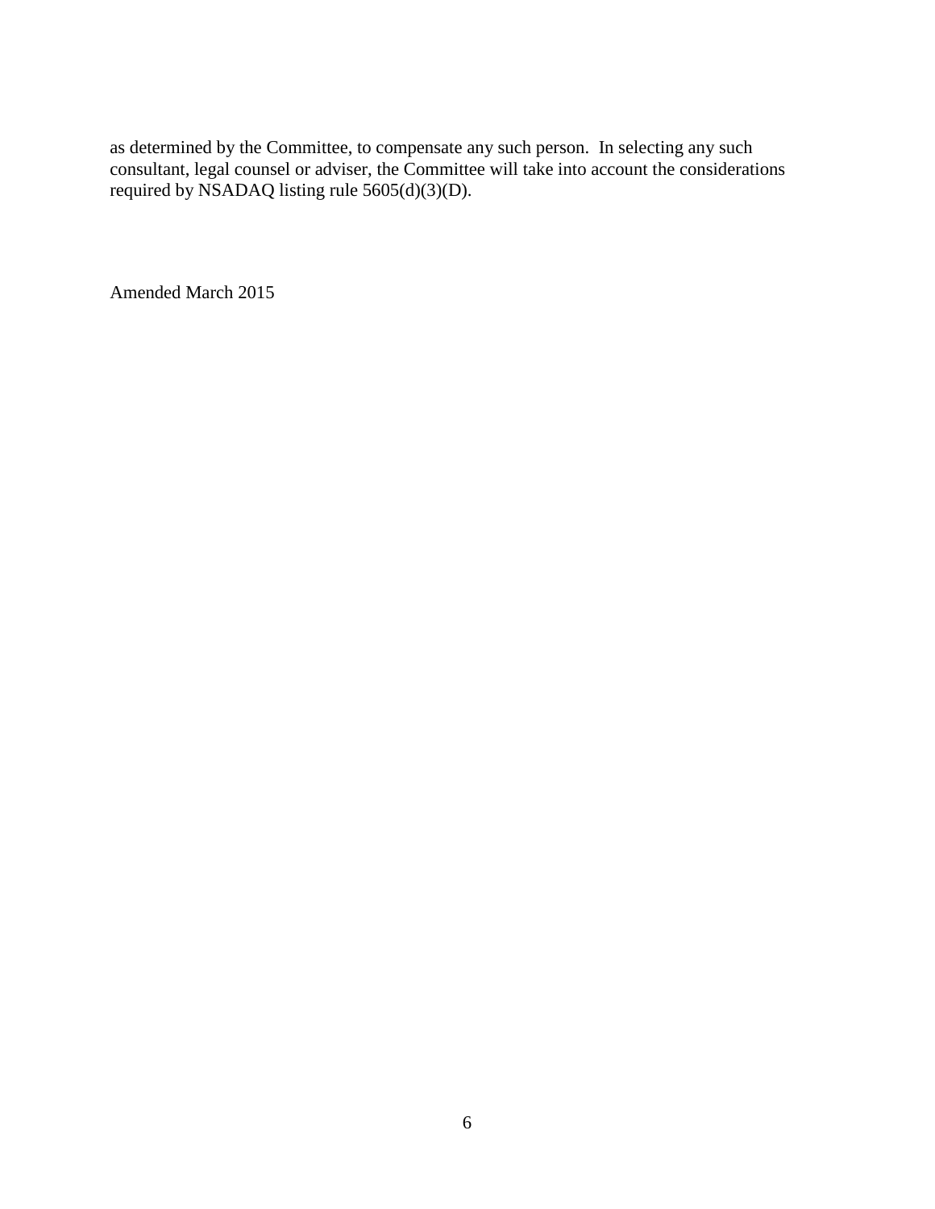as determined by the Committee, to compensate any such person. In selecting any such consultant, legal counsel or adviser, the Committee will take into account the considerations required by NSADAQ listing rule 5605(d)(3)(D).

Amended March 2015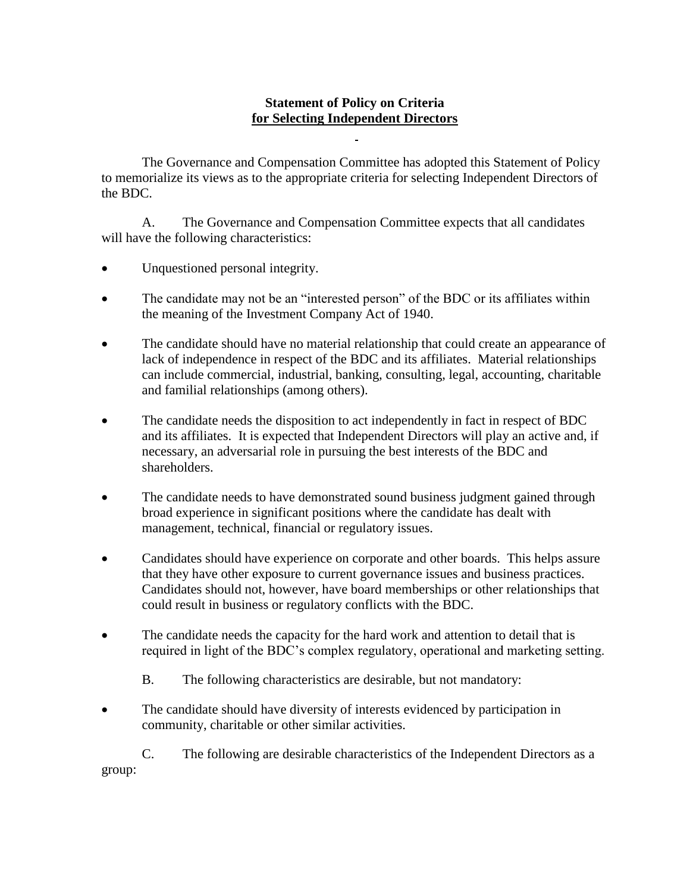**Statement of Policy on Criteria**
**<u>for Selecting Independent Directors</u>**

The Governance and Compensation Committee has adopted this Statement of Policy to memorialize its views as to the appropriate criteria for selecting Independent Directors of the BDC.

A. The Governance and Compensation Committee expects that all candidates will have the following characteristics:

- Unquestioned personal integrity.
- The candidate may not be an "interested person" of the BDC or its affiliates within the meaning of the Investment Company Act of 1940.
- The candidate should have no material relationship that could create an appearance of lack of independence in respect of the BDC and its affiliates. Material relationships can include commercial, industrial, banking, consulting, legal, accounting, charitable and familial relationships (among others).
- The candidate needs the disposition to act independently in fact in respect of BDC and its affiliates. It is expected that Independent Directors will play an active and, if necessary, an adversarial role in pursuing the best interests of the BDC and shareholders.
- The candidate needs to have demonstrated sound business judgment gained through broad experience in significant positions where the candidate has dealt with management, technical, financial or regulatory issues.
- Candidates should have experience on corporate and other boards. This helps assure that they have other exposure to current governance issues and business practices. Candidates should not, however, have board memberships or other relationships that could result in business or regulatory conflicts with the BDC.
- The candidate needs the capacity for the hard work and attention to detail that is required in light of the BDC's complex regulatory, operational and marketing setting.

B. The following characteristics are desirable, but not mandatory:

- The candidate should have diversity of interests evidenced by participation in community, charitable or other similar activities.

C. The following are desirable characteristics of the Independent Directors as a group: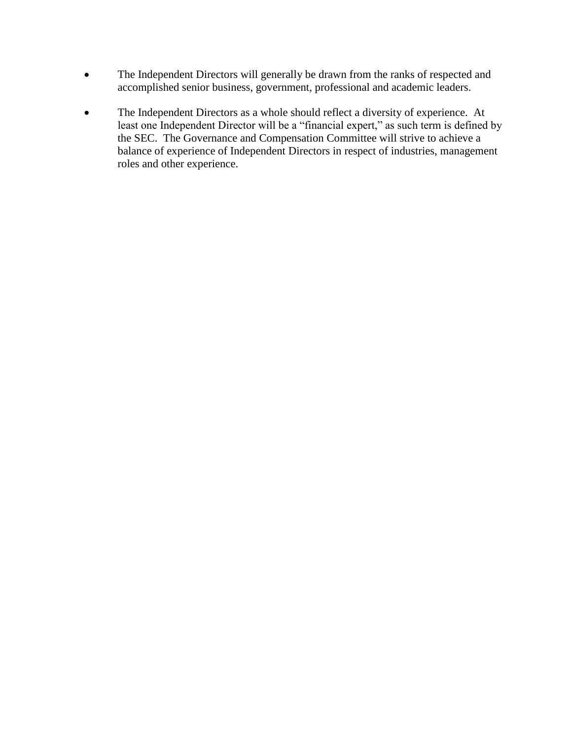- The Independent Directors will generally be drawn from the ranks of respected and accomplished senior business, government, professional and academic leaders.

- The Independent Directors as a whole should reflect a diversity of experience. At least one Independent Director will be a "financial expert," as such term is defined by the SEC. The Governance and Compensation Committee will strive to achieve a balance of experience of Independent Directors in respect of industries, management roles and other experience.